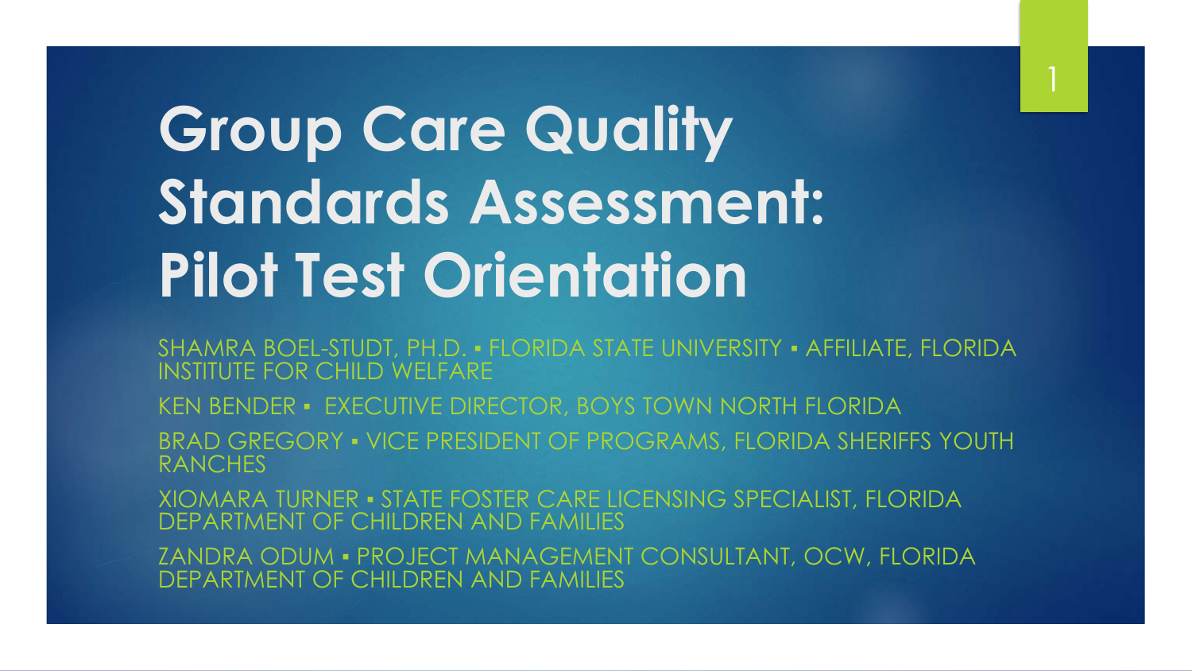# Group Care Quality Standards Assessment: Pilot Test Orientation

SHAMRA BOEL-STUDT, PH.D. ▪ FLORIDA STATE UNIVERSITY ▪ AFFILIATE, FLORIDA INSTITUTE FOR CHILD WELFARE

KEN BENDER ▪ EXECUTIVE DIRECTOR, BOYS TOWN NORTH FLORIDA

BRAD GREGORY ▪ VICE PRESIDENT OF PROGRAMS, FLORIDA SHERIFFS YOUTH RANCHES

XIOMARA TURNER ▪ STATE FOSTER CARE LICENSING SPECIALIST, FLORIDA DEPARTMENT OF CHILDREN AND FAMILIES

ZANDRA ODUM ▪ PROJECT MANAGEMENT CONSULTANT, OCW, FLORIDA DEPARTMENT OF CHILDREN AND FAMILIES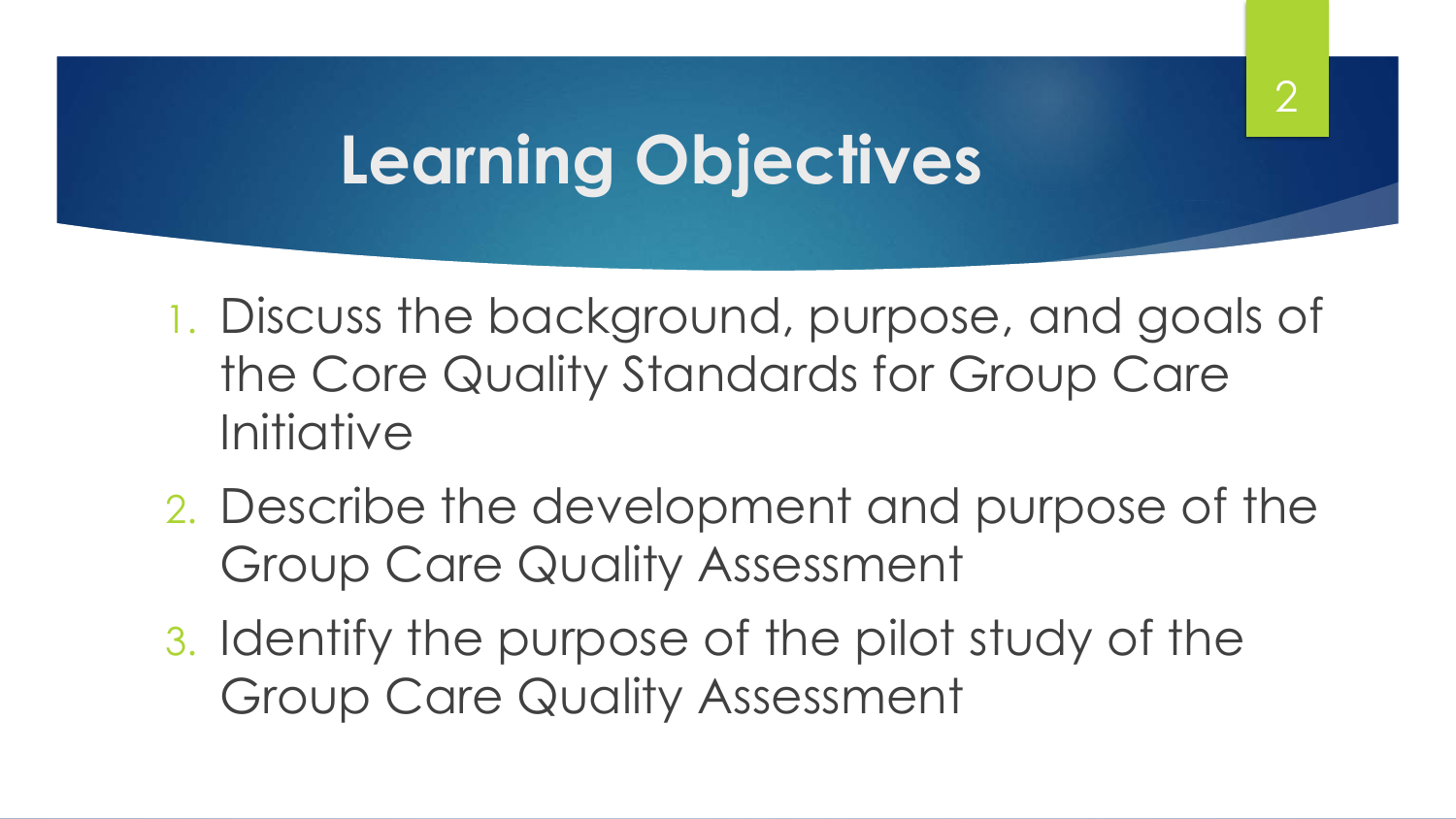# Learning Objectives

1. Discuss the background, purpose, and goals of the Core Quality Standards for Group Care Initiative
2. Describe the development and purpose of the Group Care Quality Assessment
3. Identify the purpose of the pilot study of the Group Care Quality Assessment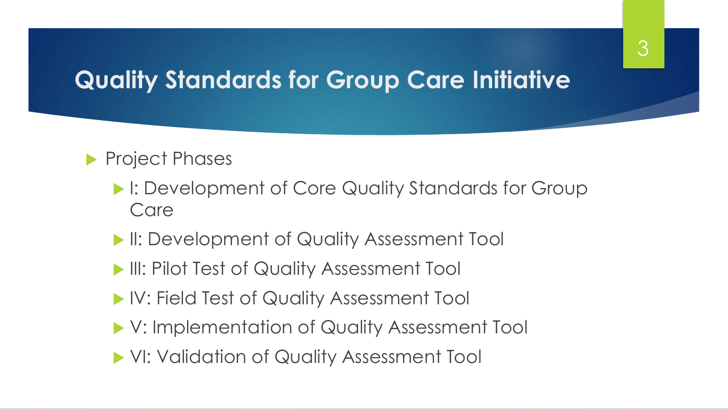# Quality Standards for Group Care Initiative

- Project Phases
  - I: Development of Core Quality Standards for Group Care
  - II: Development of Quality Assessment Tool
  - III: Pilot Test of Quality Assessment Tool
  - IV: Field Test of Quality Assessment Tool
  - V: Implementation of Quality Assessment Tool
  - VI: Validation of Quality Assessment Tool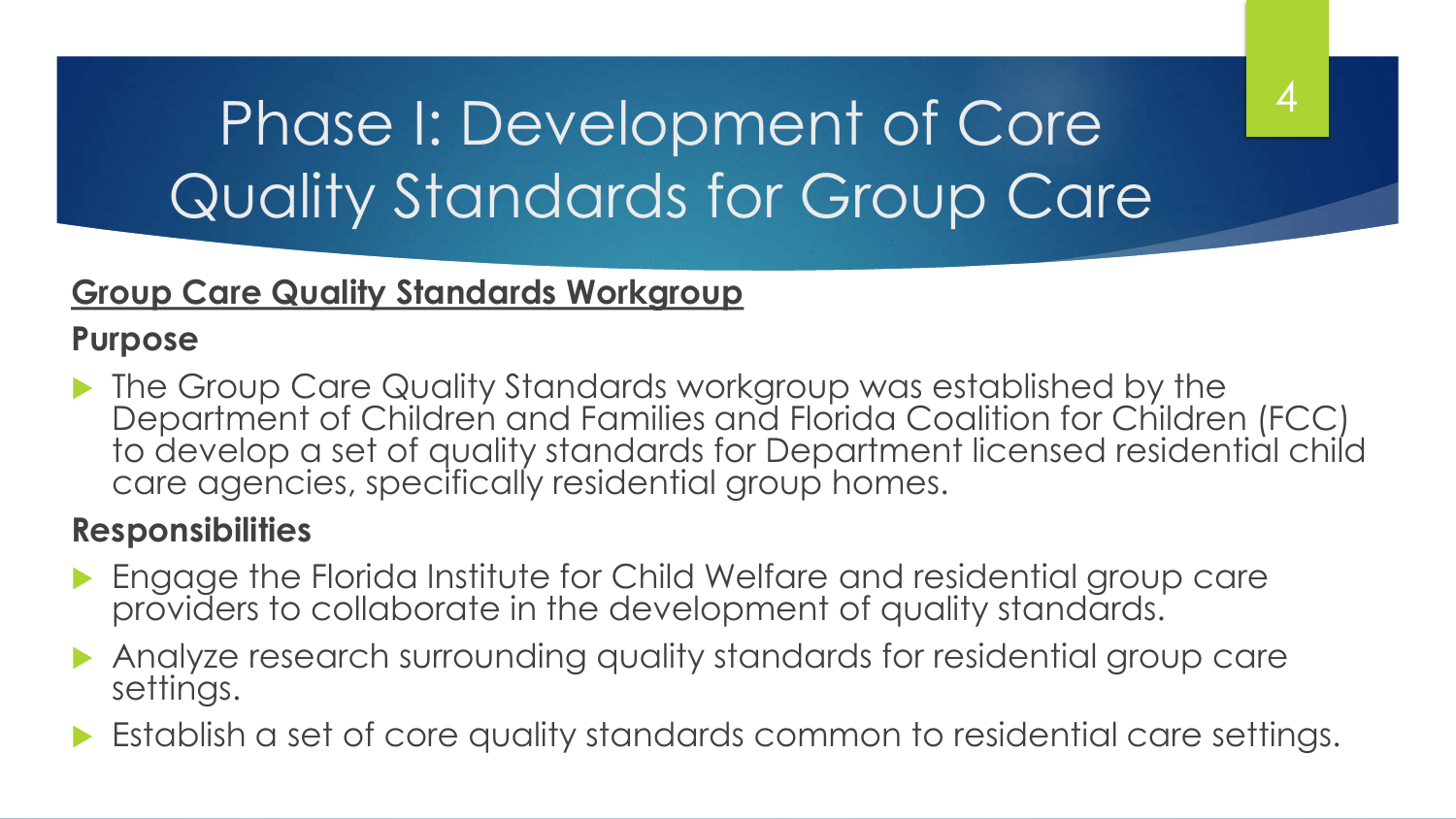# Phase I: Development of Core Quality Standards for Group Care

## Group Care Quality Standards Workgroup

**Purpose**

- The Group Care Quality Standards workgroup was established by the Department of Children and Families and Florida Coalition for Children (FCC) to develop a set of quality standards for Department licensed residential child care agencies, specifically residential group homes.

**Responsibilities**

- Engage the Florida Institute for Child Welfare and residential group care providers to collaborate in the development of quality standards.
- Analyze research surrounding quality standards for residential group care settings.
- Establish a set of core quality standards common to residential care settings.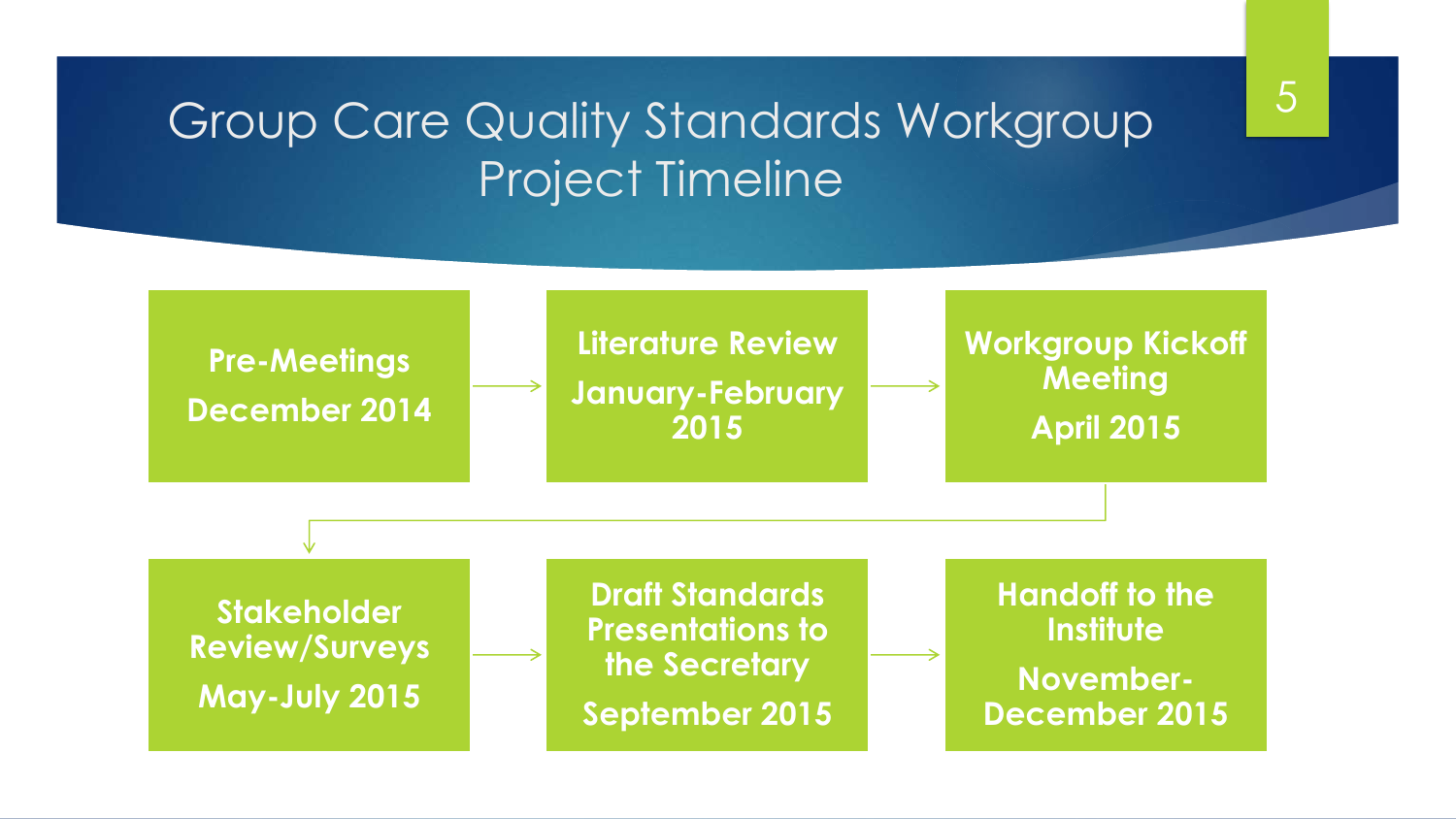# Group Care Quality Standards Workgroup Project Timeline

1. **Pre-Meetings**
   **December 2014**
2. **Literature Review**
   **January-February 2015**
3. **Workgroup Kickoff Meeting**
   **April 2015**
4. **Stakeholder Review/Surveys**
   **May-July 2015**
5. **Draft Standards Presentations to the Secretary**
   **September 2015**
6. **Handoff to the Institute**
   **November-December 2015**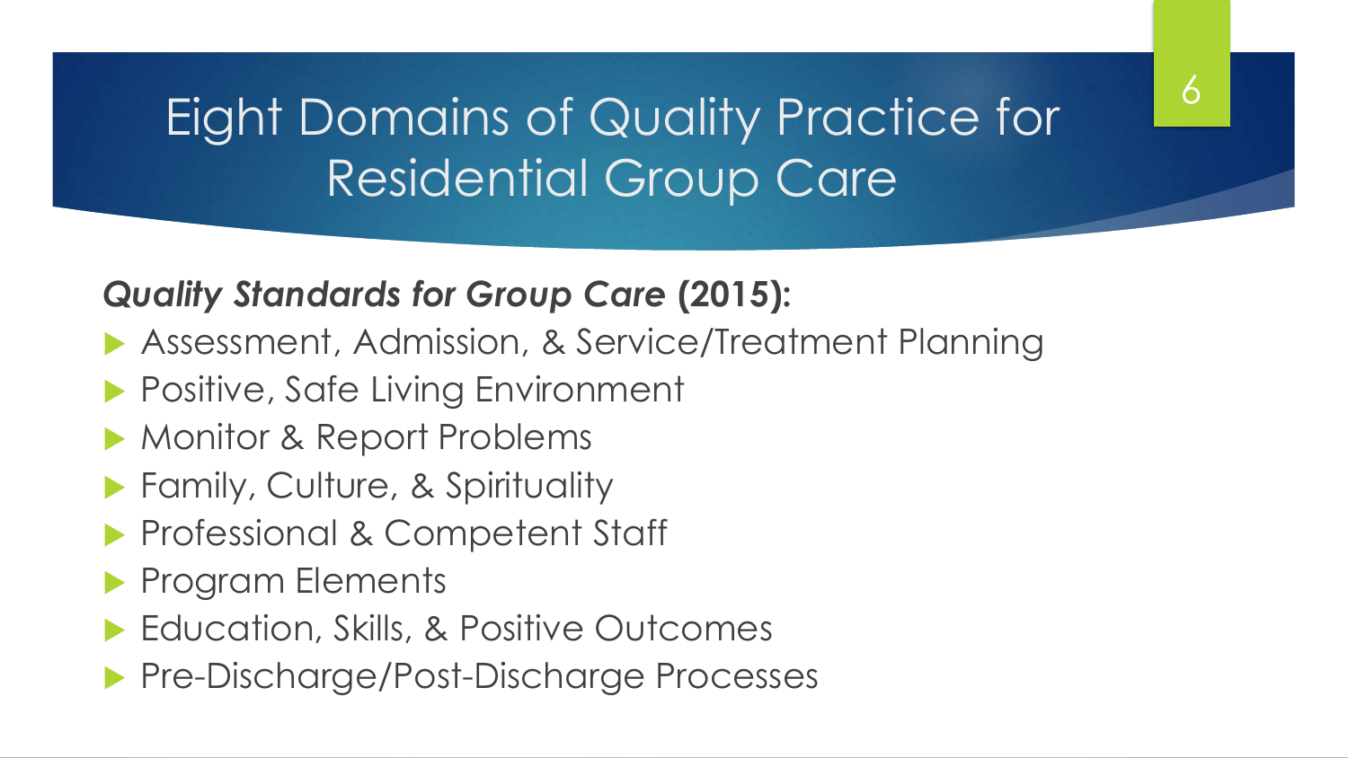# Eight Domains of Quality Practice for Residential Group Care

***Quality Standards for Group Care* (2015):**

- Assessment, Admission, & Service/Treatment Planning
- Positive, Safe Living Environment
- Monitor & Report Problems
- Family, Culture, & Spirituality
- Professional & Competent Staff
- Program Elements
- Education, Skills, & Positive Outcomes
- Pre-Discharge/Post-Discharge Processes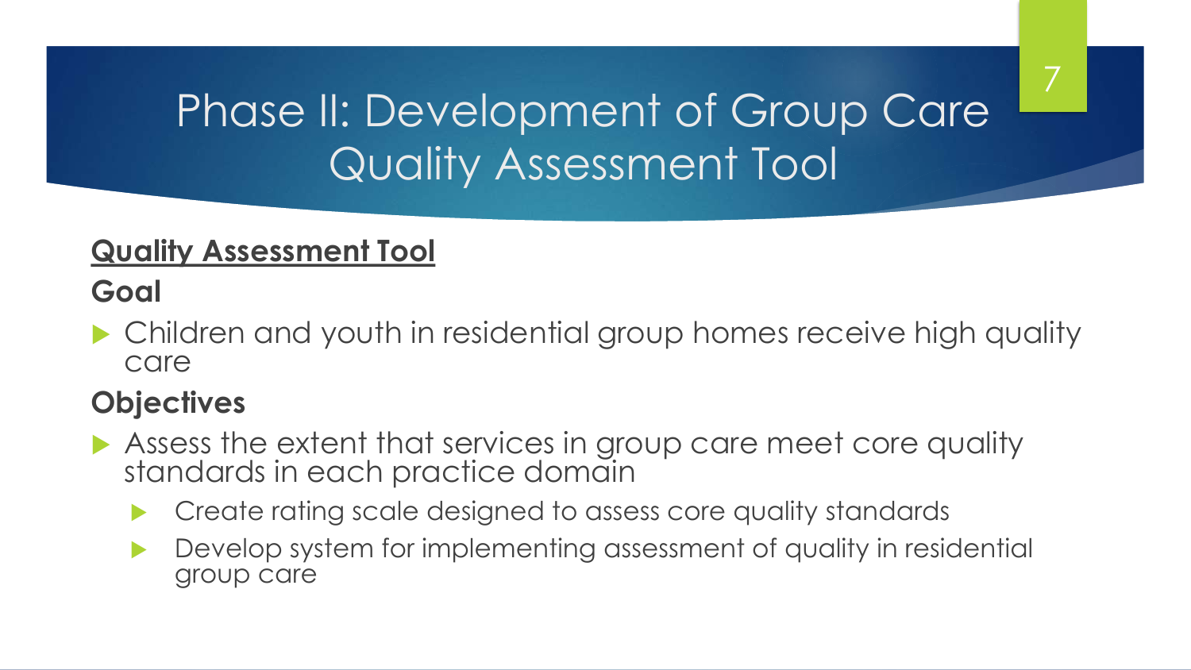# Phase II: Development of Group Care Quality Assessment Tool

**Quality Assessment Tool**

**Goal**

- Children and youth in residential group homes receive high quality care

**Objectives**

- Assess the extent that services in group care meet core quality standards in each practice domain
  - Create rating scale designed to assess core quality standards
  - Develop system for implementing assessment of quality in residential group care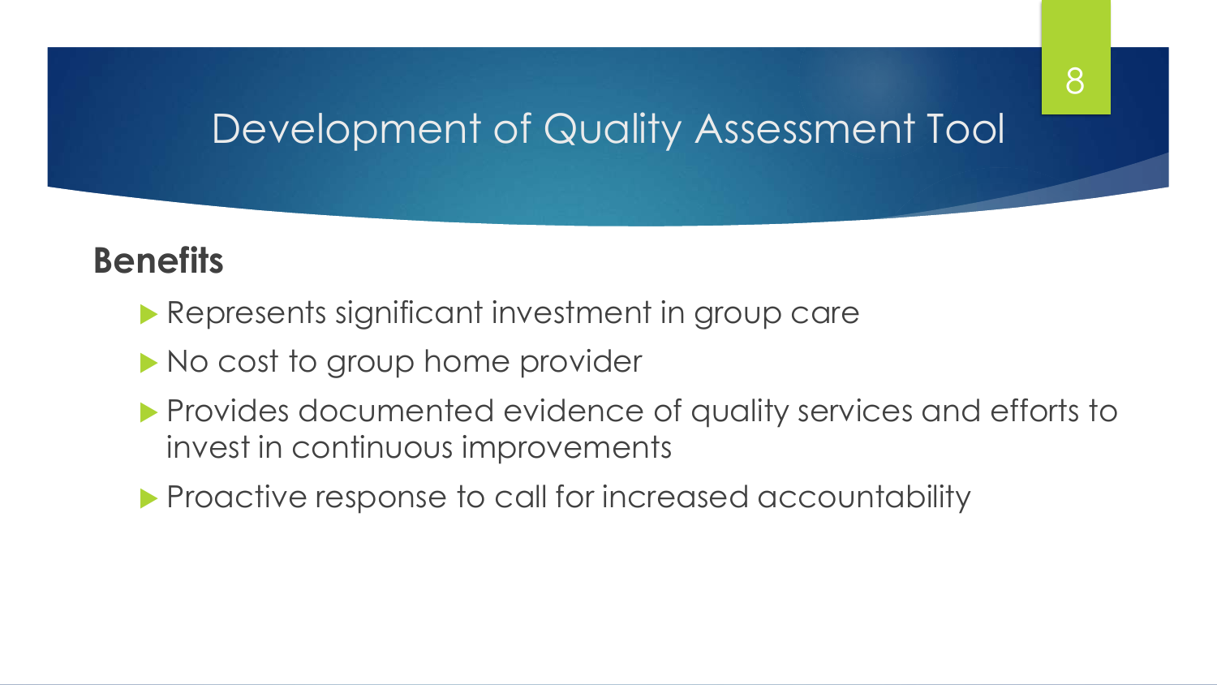# Development of Quality Assessment Tool

**Benefits**

- Represents significant investment in group care
- No cost to group home provider
- Provides documented evidence of quality services and efforts to invest in continuous improvements
- Proactive response to call for increased accountability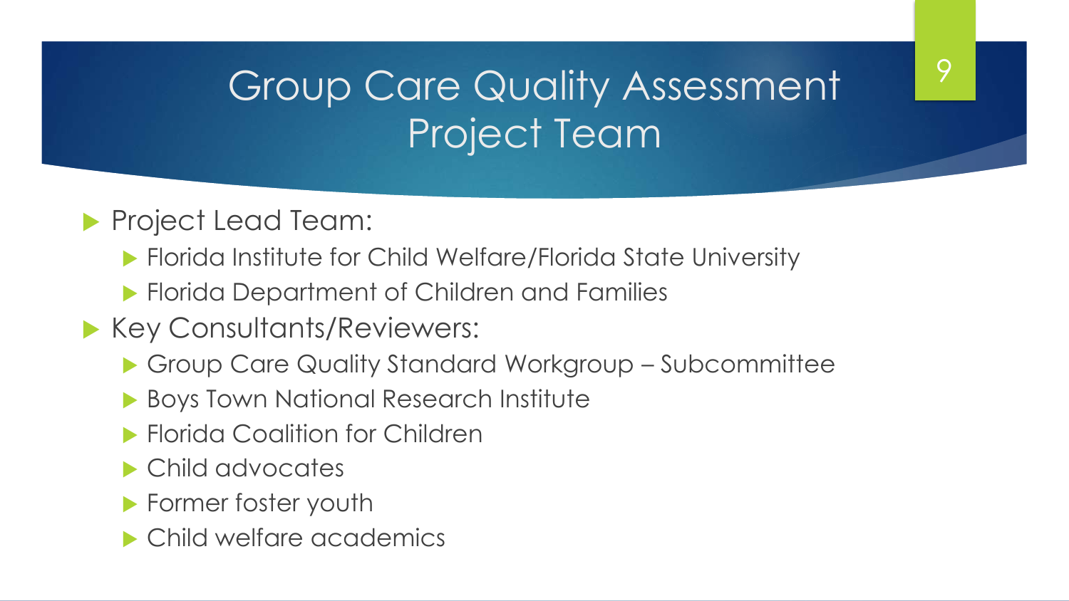# Group Care Quality Assessment Project Team

- Project Lead Team:
  - Florida Institute for Child Welfare/Florida State University
  - Florida Department of Children and Families
- Key Consultants/Reviewers:
  - Group Care Quality Standard Workgroup – Subcommittee
  - Boys Town National Research Institute
  - Florida Coalition for Children
  - Child advocates
  - Former foster youth
  - Child welfare academics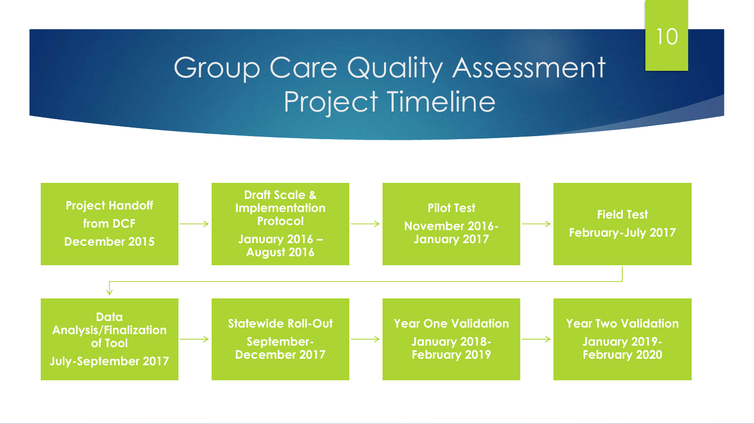# Group Care Quality Assessment Project Timeline

1. **Project Handoff from DCF**
   December 2015
2. **Draft Scale & Implementation Protocol**
   January 2016 – August 2016
3. **Pilot Test**
   November 2016-January 2017
4. **Field Test**
   February-July 2017
5. **Data Analysis/Finalization of Tool**
   July-September 2017
6. **Statewide Roll-Out**
   September-December 2017
7. **Year One Validation**
   January 2018-February 2019
8. **Year Two Validation**
   January 2019-February 2020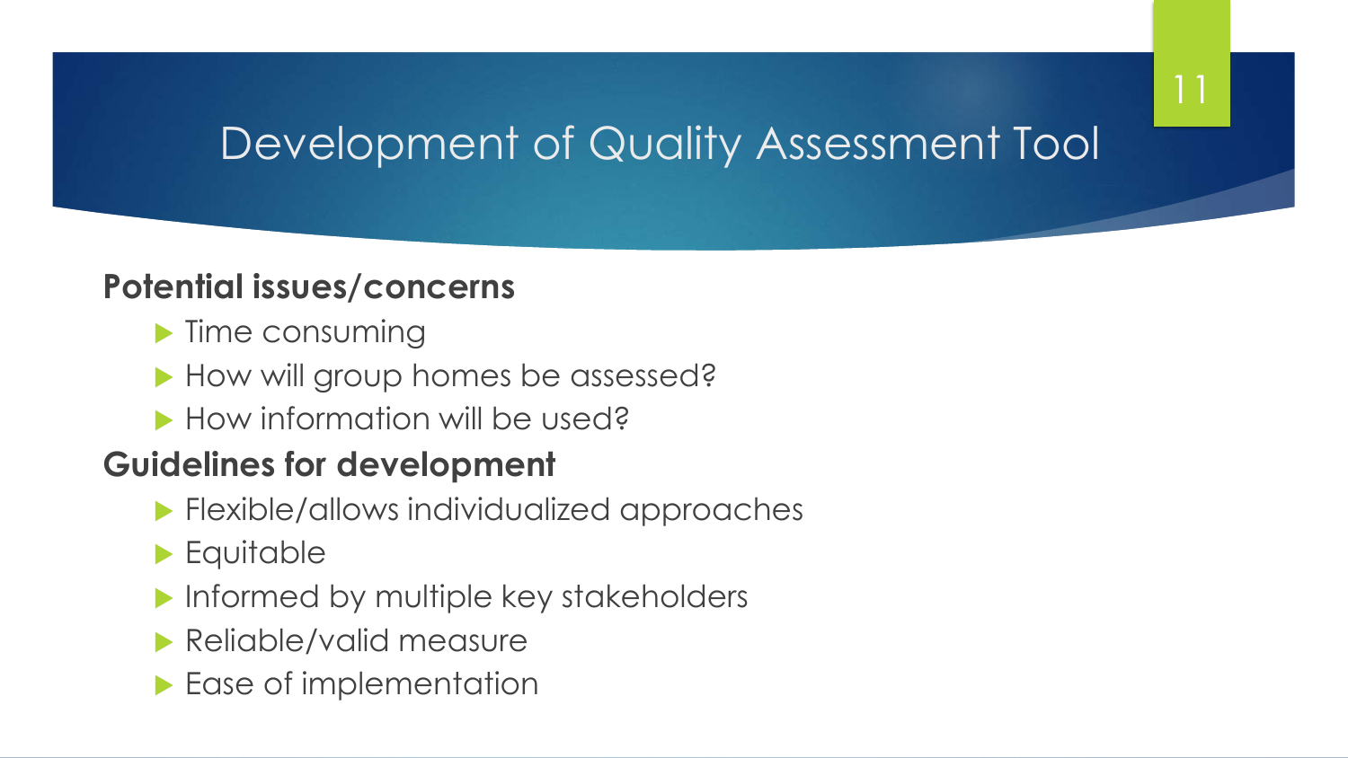# Development of Quality Assessment Tool

**Potential issues/concerns**

- Time consuming
- How will group homes be assessed?
- How information will be used?

**Guidelines for development**

- Flexible/allows individualized approaches
- Equitable
- Informed by multiple key stakeholders
- Reliable/valid measure
- Ease of implementation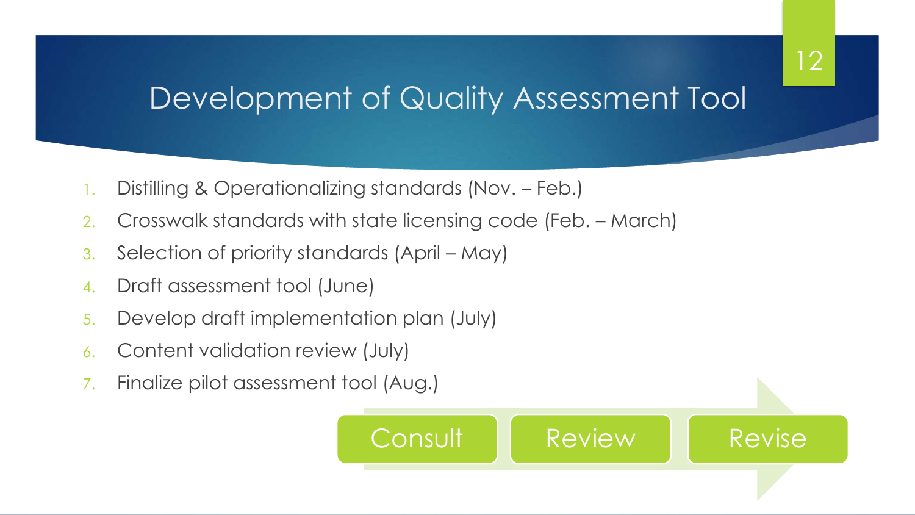# Development of Quality Assessment Tool

1. Distilling & Operationalizing standards (Nov. – Feb.)
2. Crosswalk standards with state licensing code (Feb. – March)
3. Selection of priority standards (April – May)
4. Draft assessment tool (June)
5. Develop draft implementation plan (July)
6. Content validation review (July)
7. Finalize pilot assessment tool (Aug.)

Consult → Review → Revise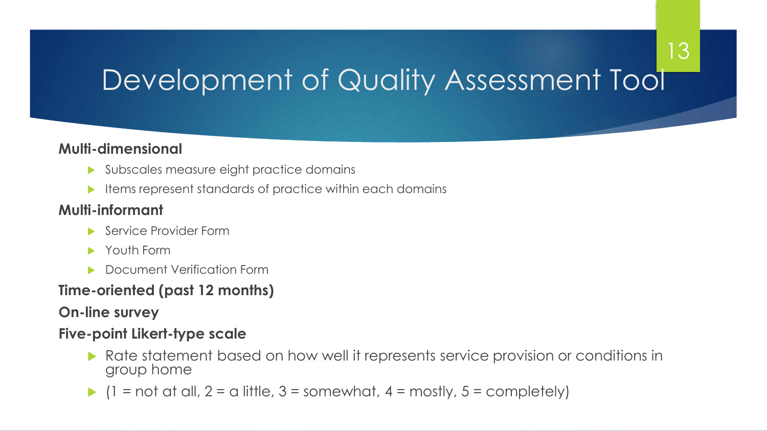# Development of Quality Assessment Tool

**Multi-dimensional**

- Subscales measure eight practice domains
- Items represent standards of practice within each domains

**Multi-informant**

- Service Provider Form
- Youth Form
- Document Verification Form

**Time-oriented (past 12 months)**

**On-line survey**

**Five-point Likert-type scale**

- Rate statement based on how well it represents service provision or conditions in group home
- (1 = not at all, 2 = a little, 3 = somewhat, 4 = mostly, 5 = completely)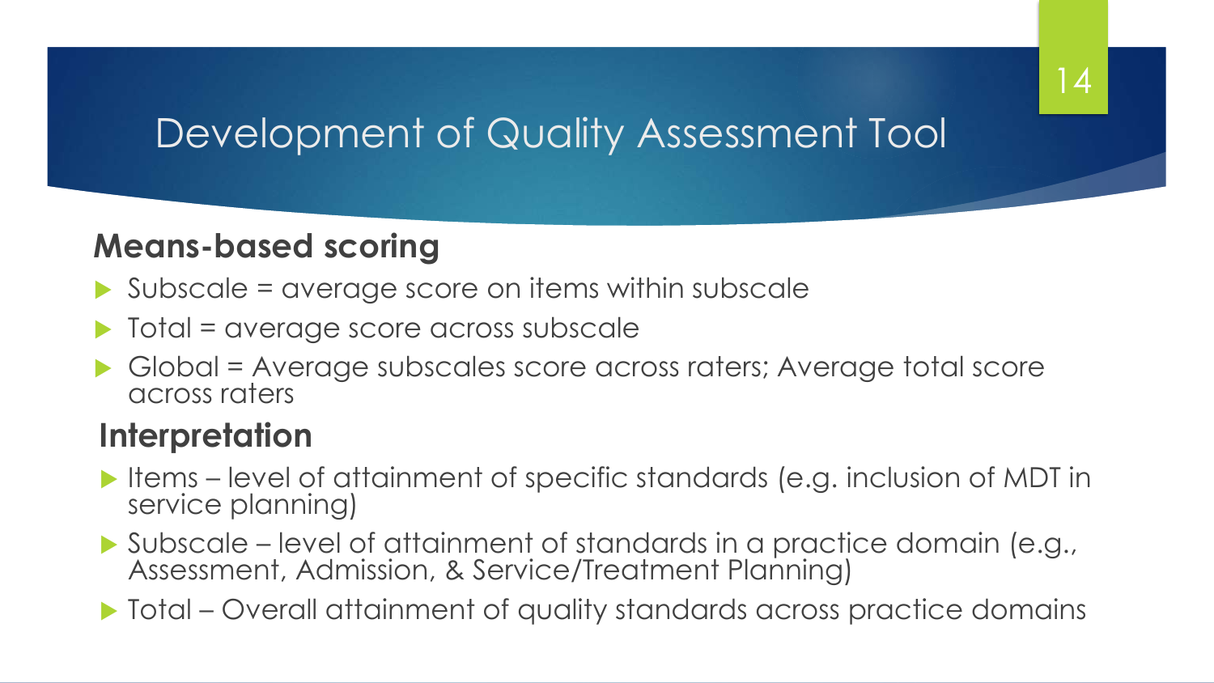# Development of Quality Assessment Tool

## Means-based scoring

- Subscale = average score on items within subscale
- Total = average score across subscale
- Global = Average subscales score across raters; Average total score across raters

## Interpretation

- Items – level of attainment of specific standards (e.g. inclusion of MDT in service planning)
- Subscale – level of attainment of standards in a practice domain (e.g., Assessment, Admission, & Service/Treatment Planning)
- Total – Overall attainment of quality standards across practice domains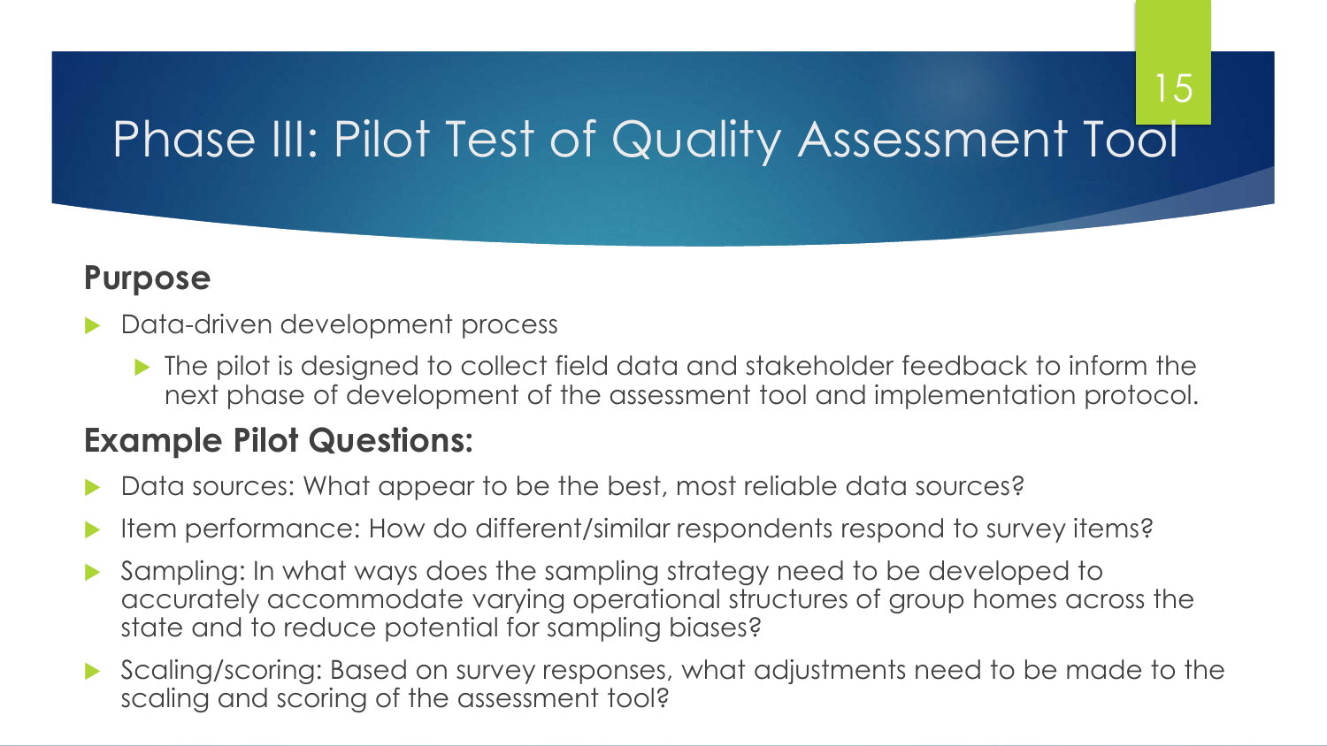# Phase III: Pilot Test of Quality Assessment Tool

**Purpose**

- Data-driven development process
  - The pilot is designed to collect field data and stakeholder feedback to inform the next phase of development of the assessment tool and implementation protocol.

**Example Pilot Questions:**

- Data sources: What appear to be the best, most reliable data sources?
- Item performance: How do different/similar respondents respond to survey items?
- Sampling: In what ways does the sampling strategy need to be developed to accurately accommodate varying operational structures of group homes across the state and to reduce potential for sampling biases?
- Scaling/scoring: Based on survey responses, what adjustments need to be made to the scaling and scoring of the assessment tool?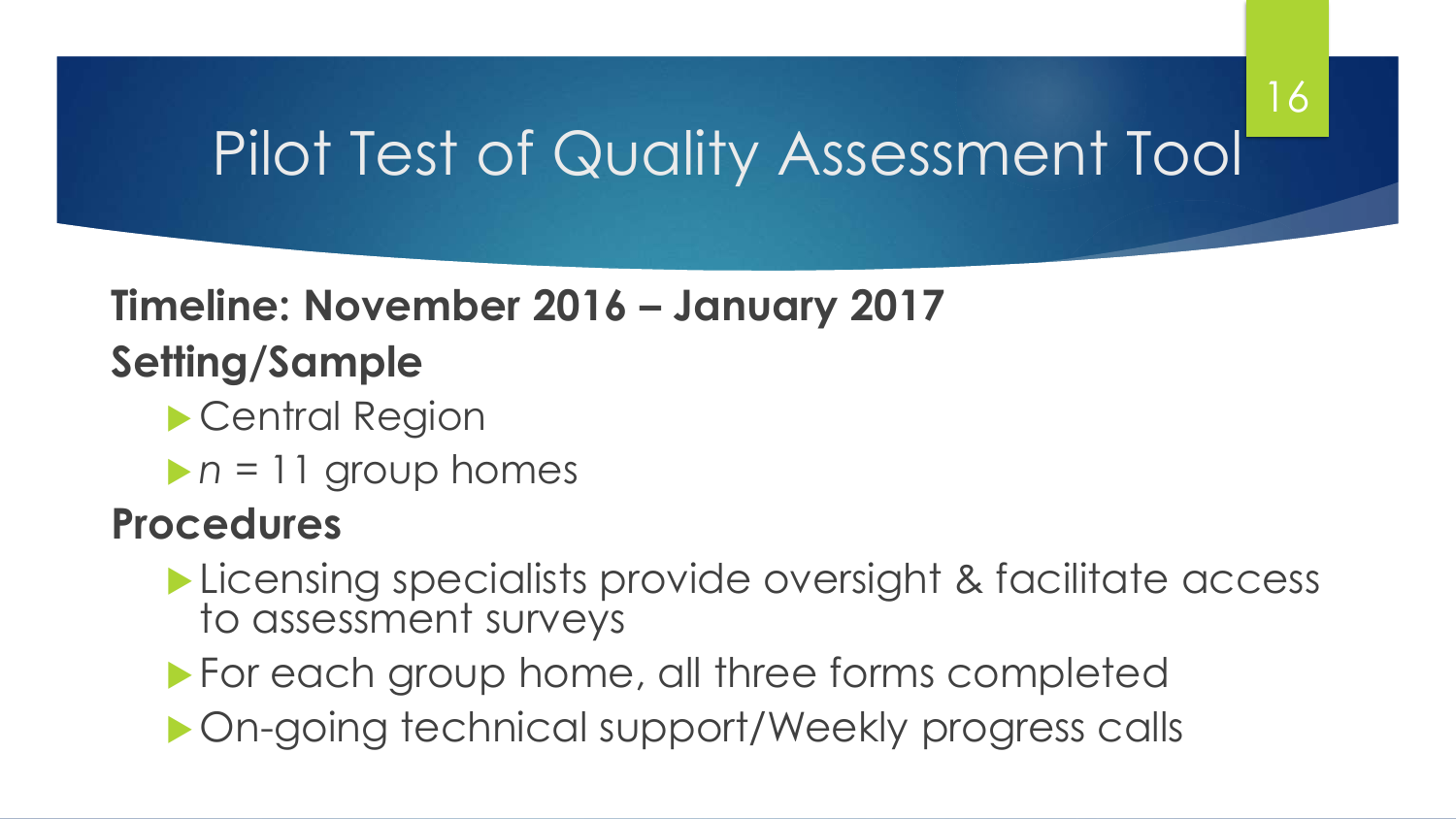# Pilot Test of Quality Assessment Tool

**Timeline: November 2016 – January 2017**

**Setting/Sample**

- Central Region
- $n$ = 11 group homes

**Procedures**

- Licensing specialists provide oversight & facilitate access to assessment surveys
- For each group home, all three forms completed
- On-going technical support/Weekly progress calls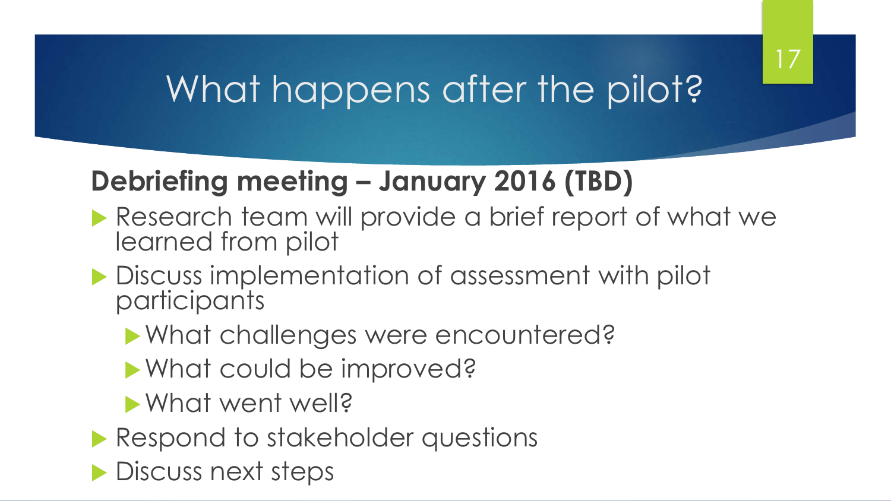# What happens after the pilot?

**Debriefing meeting – January 2016 (TBD)**

- Research team will provide a brief report of what we learned from pilot
- Discuss implementation of assessment with pilot participants
  - What challenges were encountered?
  - What could be improved?
  - What went well?
- Respond to stakeholder questions
- Discuss next steps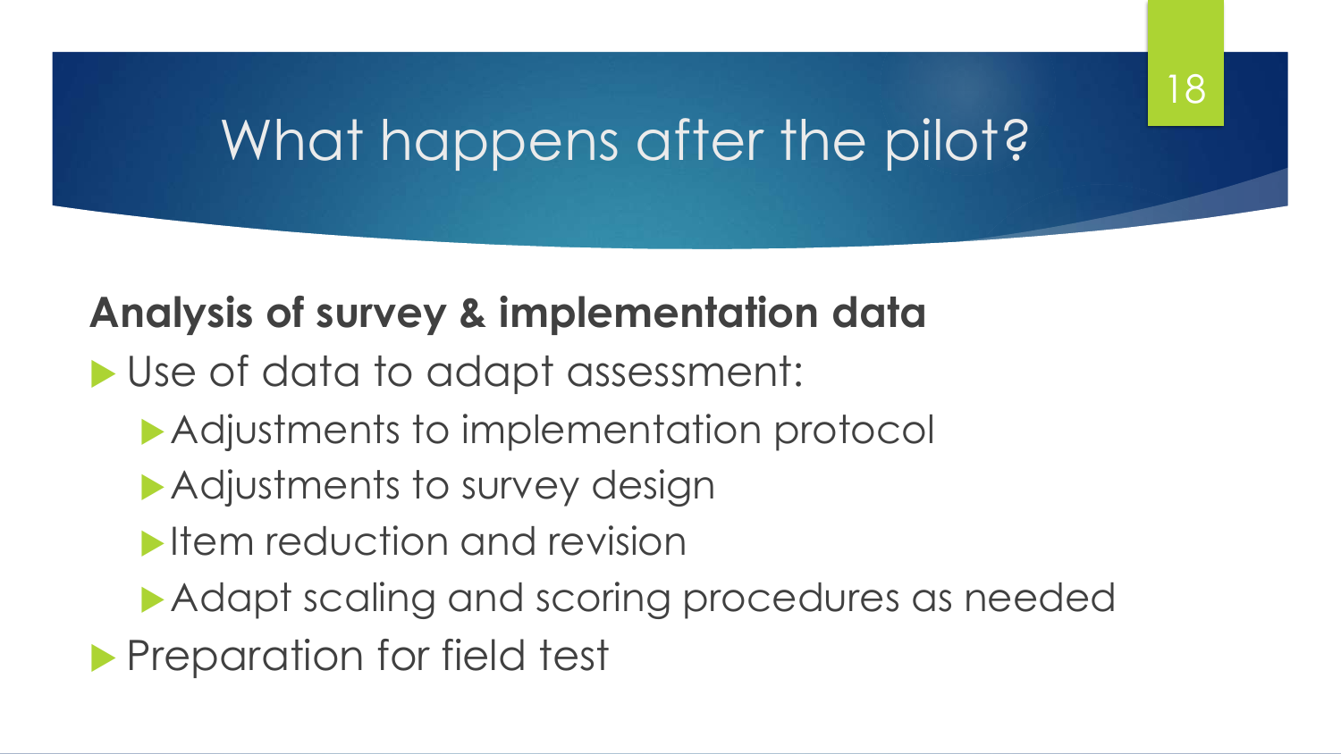# What happens after the pilot?

**Analysis of survey & implementation data**

- Use of data to adapt assessment:
  - Adjustments to implementation protocol
  - Adjustments to survey design
  - Item reduction and revision
  - Adapt scaling and scoring procedures as needed
- Preparation for field test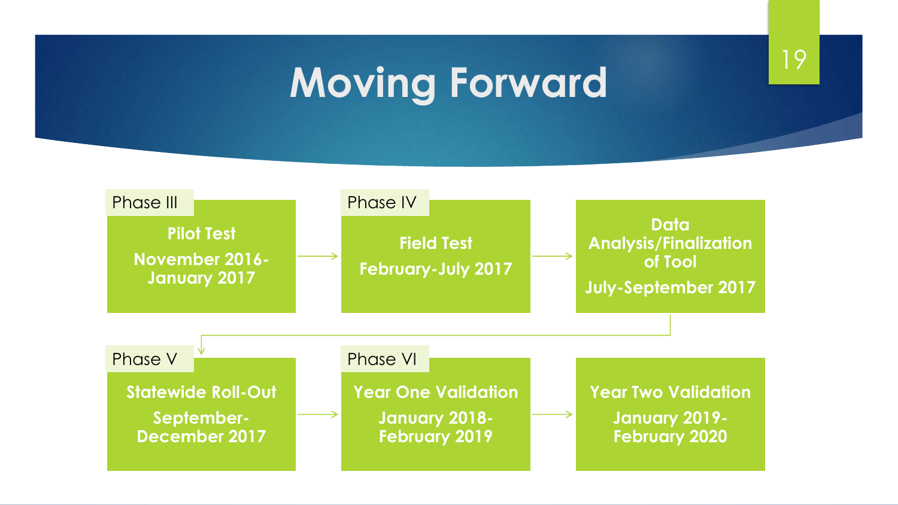# Moving Forward

**Phase III**
**Pilot Test**
**November 2016-January 2017**

→

**Phase IV**
**Field Test**
**February-July 2017**

→

**Data Analysis/Finalization of Tool**
**July-September 2017**

→

**Phase V**
**Statewide Roll-Out**
**September-December 2017**

→

**Phase VI**
**Year One Validation**
**January 2018-February 2019**

→

**Year Two Validation**
**January 2019-February 2020**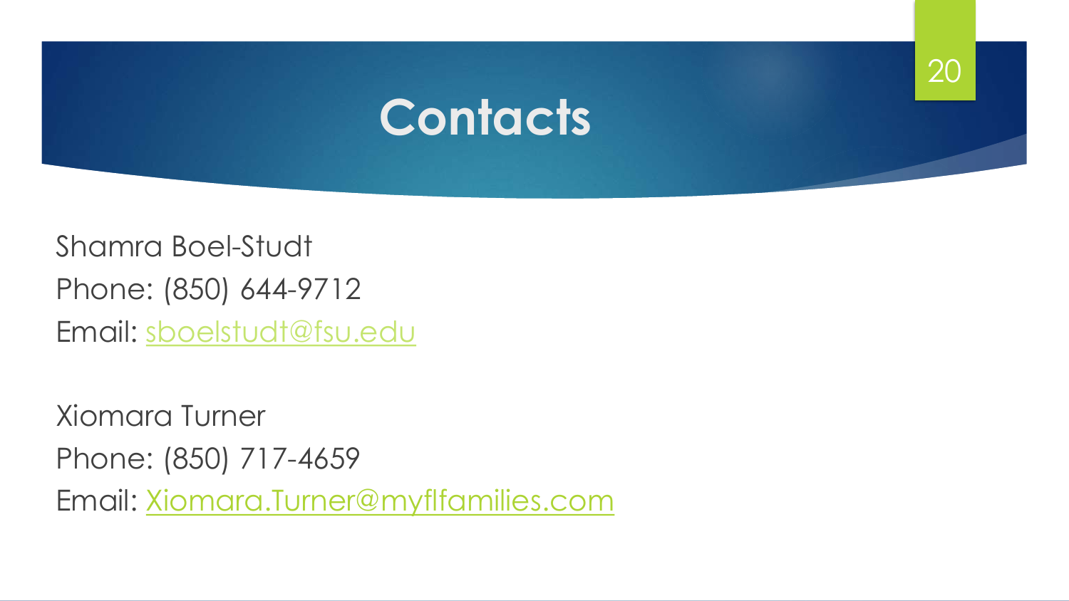# Contacts

Shamra Boel-Studt
Phone: (850) 644-9712
Email: sboelstudt@fsu.edu

Xiomara Turner
Phone: (850) 717-4659
Email: Xiomara.Turner@myflfamilies.com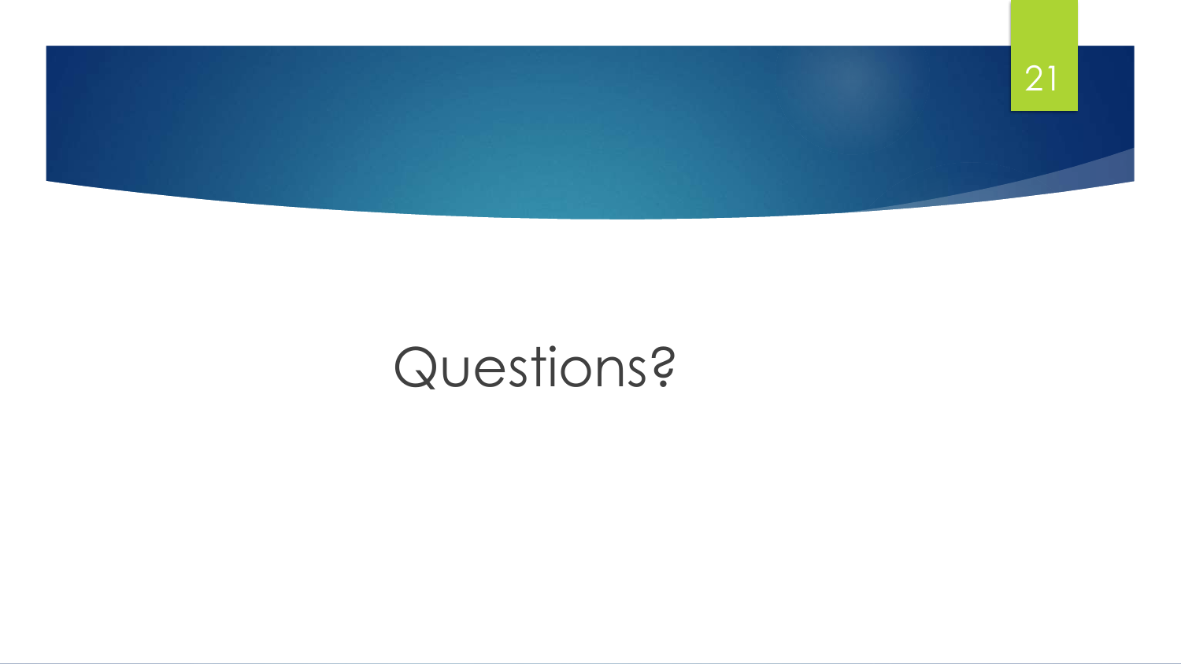# Questions?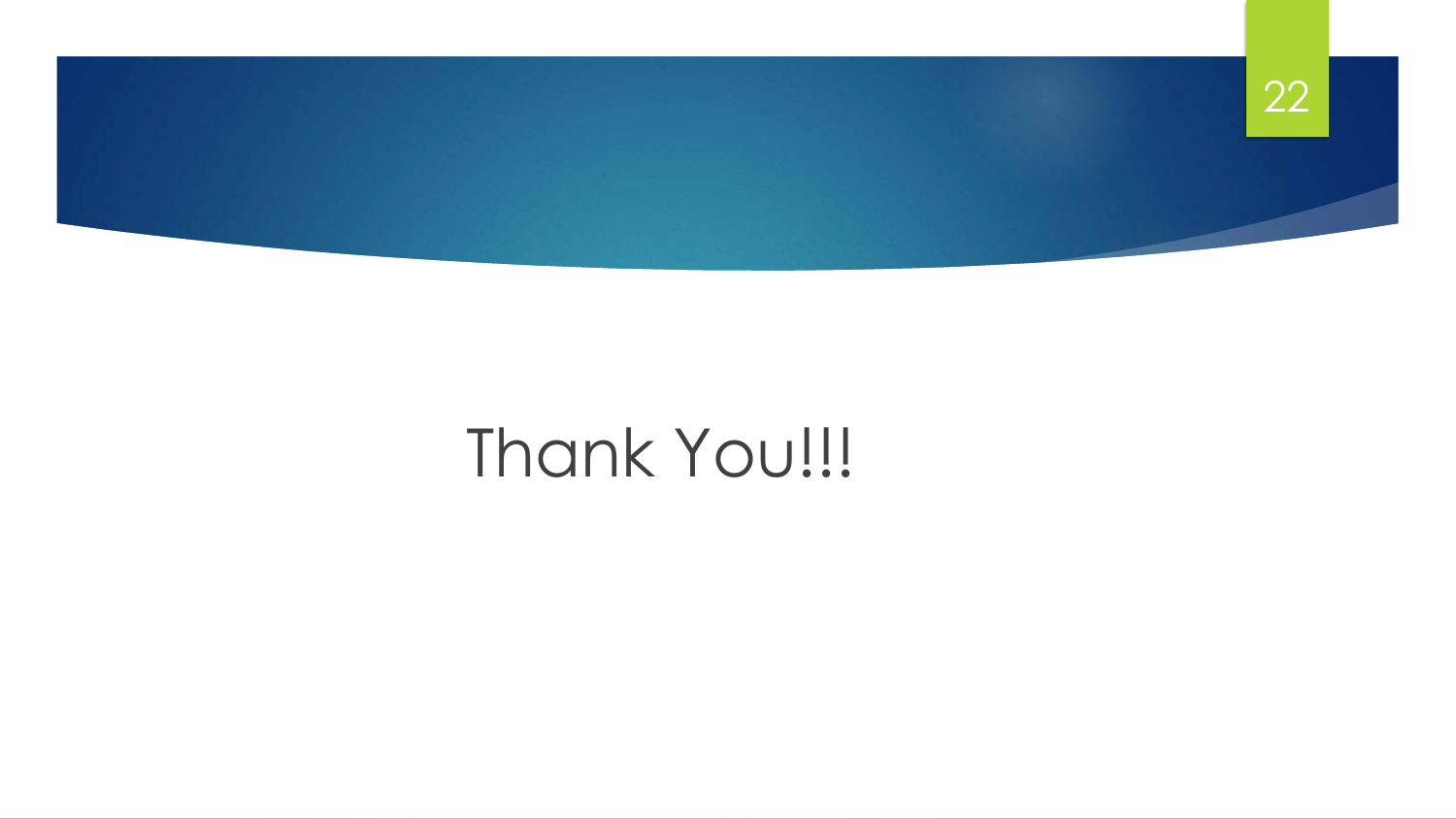Thank You!!!